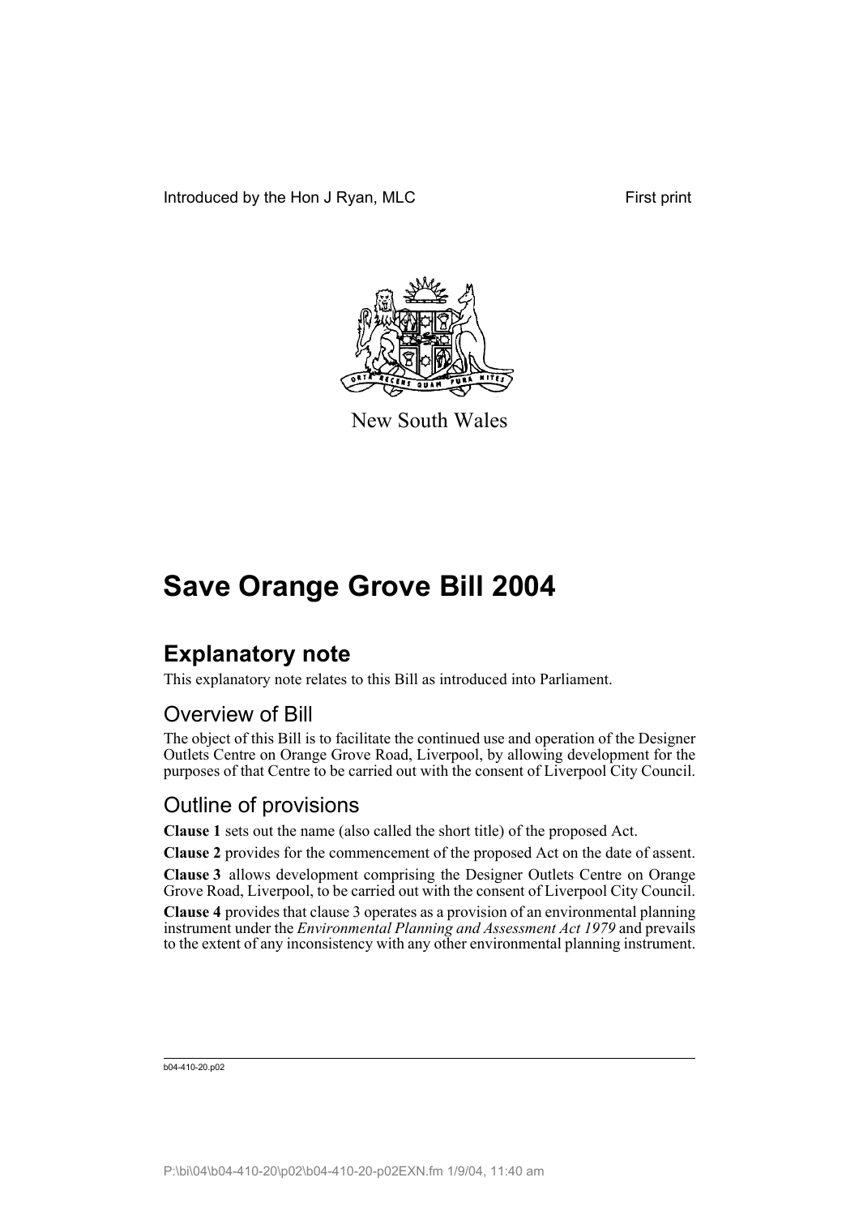Introduced by the Hon J Ryan, MLC First print

New South Wales

# Save Orange Grove Bill 2004

## Explanatory note

This explanatory note relates to this Bill as introduced into Parliament.

### Overview of Bill

The object of this Bill is to facilitate the continued use and operation of the Designer Outlets Centre on Orange Grove Road, Liverpool, by allowing development for the purposes of that Centre to be carried out with the consent of Liverpool City Council.

### Outline of provisions

**Clause 1** sets out the name (also called the short title) of the proposed Act.

**Clause 2** provides for the commencement of the proposed Act on the date of assent.

**Clause 3** allows development comprising the Designer Outlets Centre on Orange Grove Road, Liverpool, to be carried out with the consent of Liverpool City Council.

**Clause 4** provides that clause 3 operates as a provision of an environmental planning instrument under the *Environmental Planning and Assessment Act 1979* and prevails to the extent of any inconsistency with any other environmental planning instrument.

b04-410-20.p02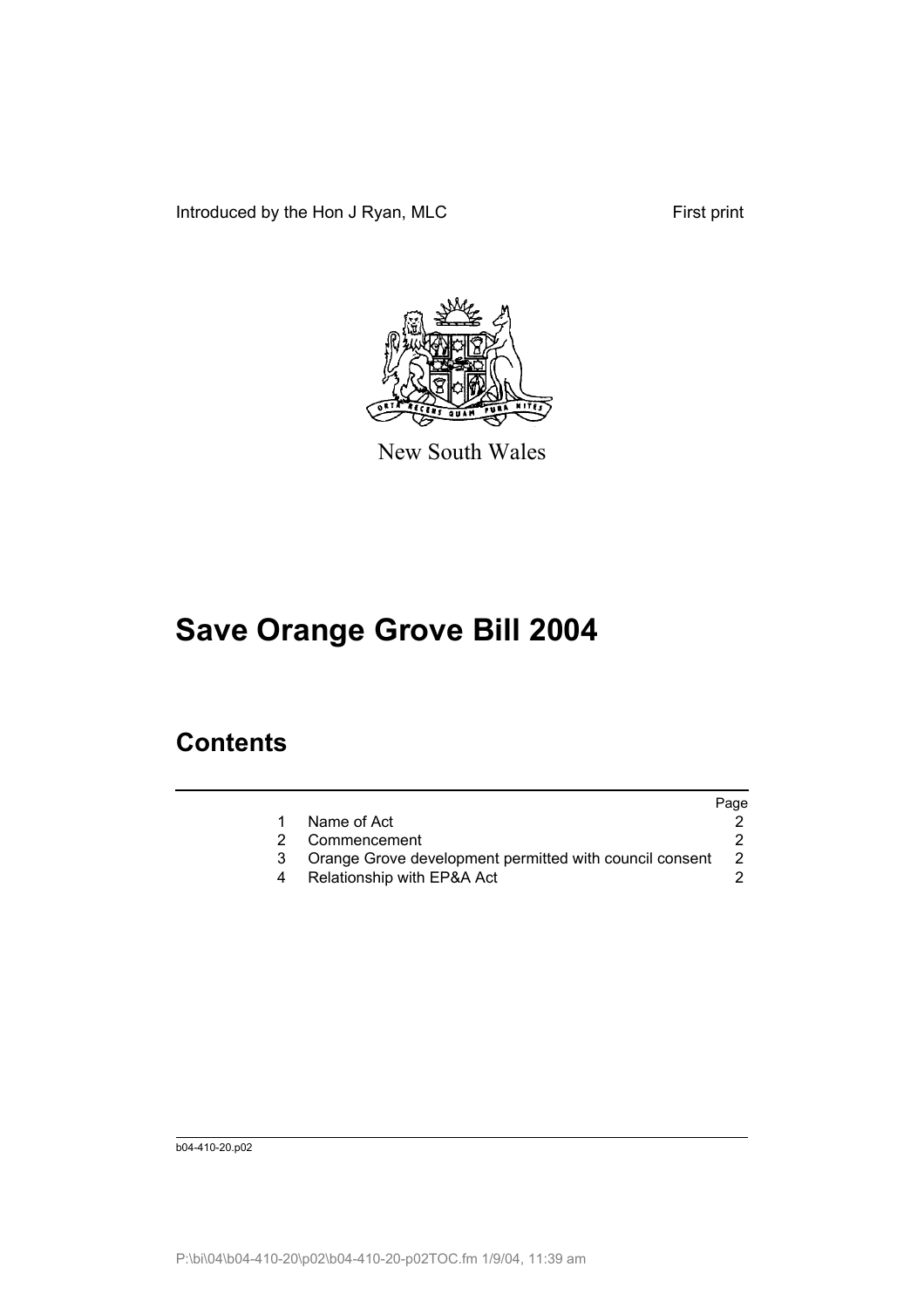Introduced by the Hon J Ryan, MLC First print

New South Wales

# Save Orange Grove Bill 2004

## Contents

| | | Page |
|---|---|---|
| 1 | Name of Act | 2 |
| 2 | Commencement | 2 |
| 3 | Orange Grove development permitted with council consent | 2 |
| 4 | Relationship with EP&A Act | 2 |

b04-410-20.p02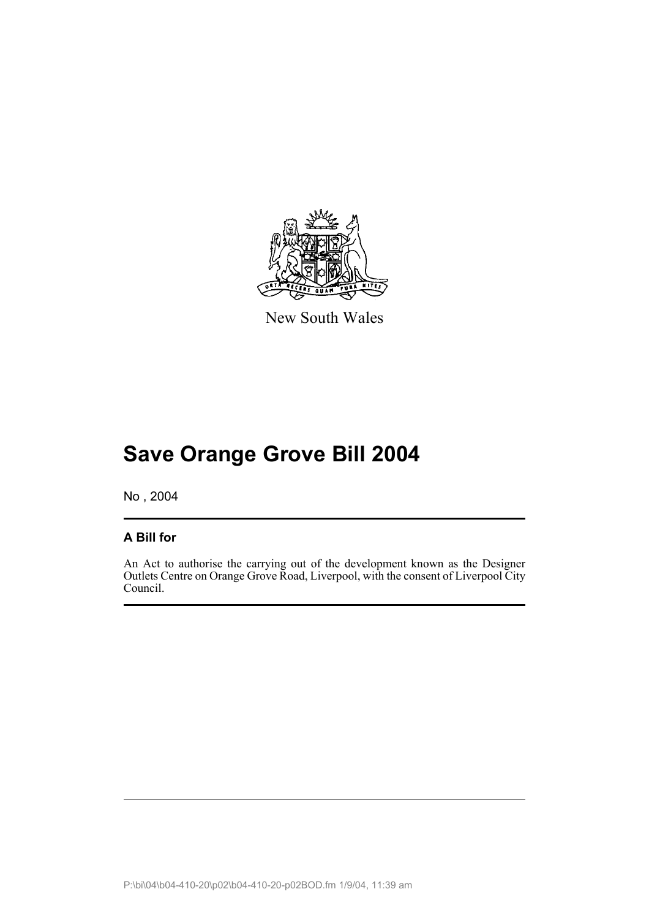New South Wales

# Save Orange Grove Bill 2004

No , 2004

## A Bill for

An Act to authorise the carrying out of the development known as the Designer Outlets Centre on Orange Grove Road, Liverpool, with the consent of Liverpool City Council.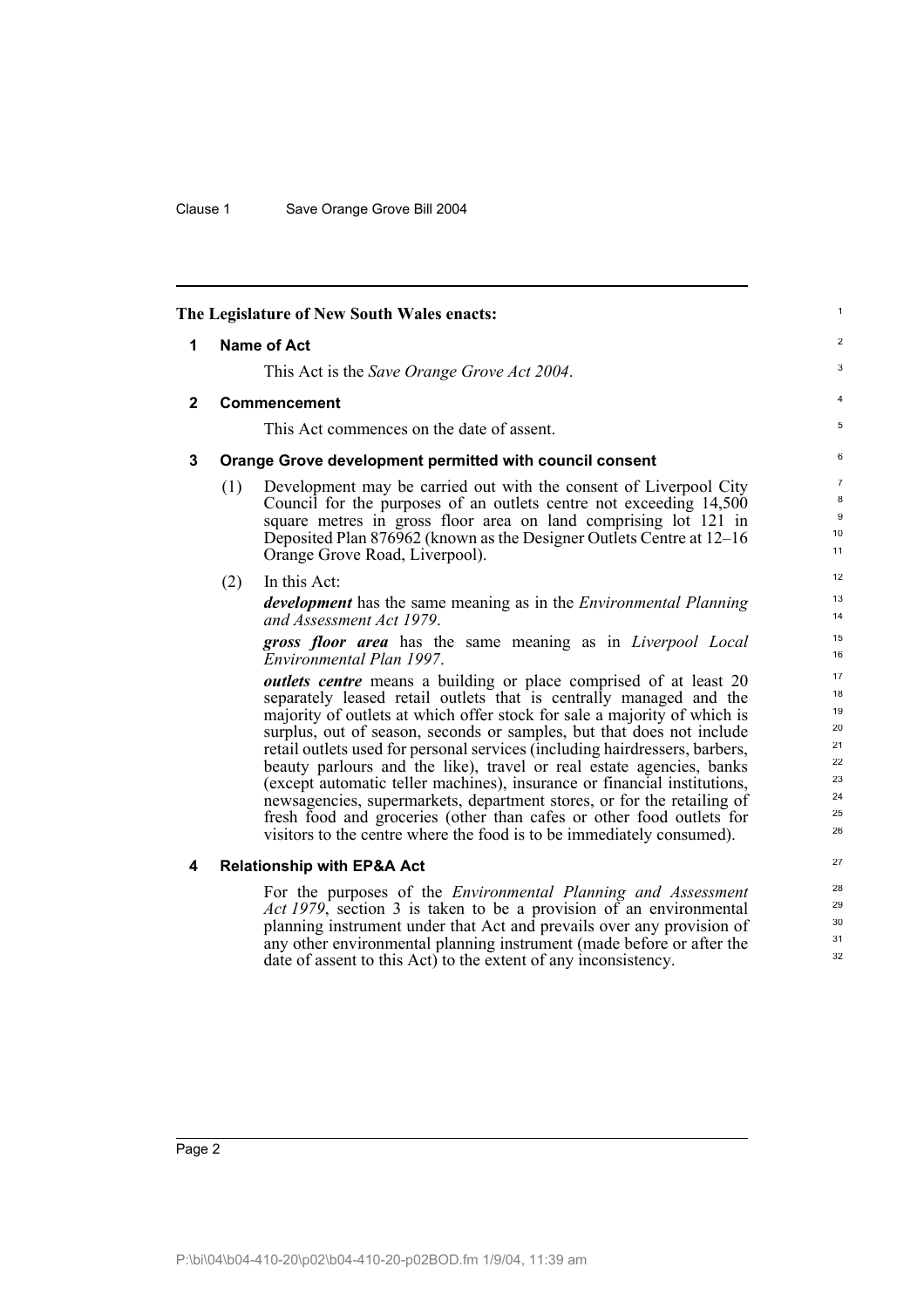The Legislature of New South Wales enacts:

## 1 Name of Act

This Act is the *Save Orange Grove Act 2004*.

## 2 Commencement

This Act commences on the date of assent.

## 3 Orange Grove development permitted with council consent

(1) Development may be carried out with the consent of Liverpool City Council for the purposes of an outlets centre not exceeding 14,500 square metres in gross floor area on land comprising lot 121 in Deposited Plan 876962 (known as the Designer Outlets Centre at 12–16 Orange Grove Road, Liverpool).

(2) In this Act:

***development*** has the same meaning as in the *Environmental Planning and Assessment Act 1979*.

***gross floor area*** has the same meaning as in *Liverpool Local Environmental Plan 1997*.

***outlets centre*** means a building or place comprised of at least 20 separately leased retail outlets that is centrally managed and the majority of outlets at which offer stock for sale a majority of which is surplus, out of season, seconds or samples, but that does not include retail outlets used for personal services (including hairdressers, barbers, beauty parlours and the like), travel or real estate agencies, banks (except automatic teller machines), insurance or financial institutions, newsagencies, supermarkets, department stores, or for the retailing of fresh food and groceries (other than cafes or other food outlets for visitors to the centre where the food is to be immediately consumed).

## 4 Relationship with EP&A Act

For the purposes of the *Environmental Planning and Assessment Act 1979*, section 3 is taken to be a provision of an environmental planning instrument under that Act and prevails over any provision of any other environmental planning instrument (made before or after the date of assent to this Act) to the extent of any inconsistency.